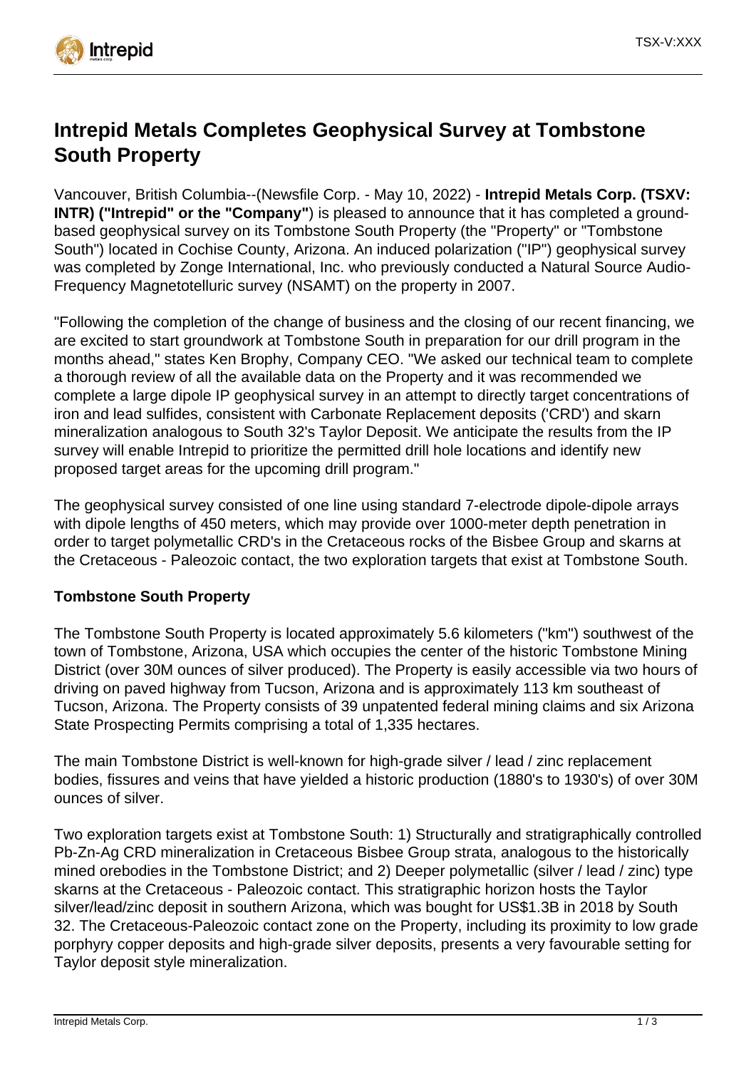# Intrepid Metals Completes Geophysical Survey at Tombstone South Property

Vancouver, British Columbia--(Newsfile Corp. - May 10, 2022) - **Intrepid Metals Corp. (TSXV: INTR) ("Intrepid" or the "Company"**) is pleased to announce that it has completed a ground-based geophysical survey on its Tombstone South Property (the "Property" or "Tombstone South") located in Cochise County, Arizona. An induced polarization ("IP") geophysical survey was completed by Zonge International, Inc. who previously conducted a Natural Source Audio-Frequency Magnetotelluric survey (NSAMT) on the property in 2007.

"Following the completion of the change of business and the closing of our recent financing, we are excited to start groundwork at Tombstone South in preparation for our drill program in the months ahead," states Ken Brophy, Company CEO. "We asked our technical team to complete a thorough review of all the available data on the Property and it was recommended we complete a large dipole IP geophysical survey in an attempt to directly target concentrations of iron and lead sulfides, consistent with Carbonate Replacement deposits ('CRD') and skarn mineralization analogous to South 32's Taylor Deposit. We anticipate the results from the IP survey will enable Intrepid to prioritize the permitted drill hole locations and identify new proposed target areas for the upcoming drill program."

The geophysical survey consisted of one line using standard 7-electrode dipole-dipole arrays with dipole lengths of 450 meters, which may provide over 1000-meter depth penetration in order to target polymetallic CRD's in the Cretaceous rocks of the Bisbee Group and skarns at the Cretaceous - Paleozoic contact, the two exploration targets that exist at Tombstone South.

**Tombstone South Property**

The Tombstone South Property is located approximately 5.6 kilometers ("km") southwest of the town of Tombstone, Arizona, USA which occupies the center of the historic Tombstone Mining District (over 30M ounces of silver produced). The Property is easily accessible via two hours of driving on paved highway from Tucson, Arizona and is approximately 113 km southeast of Tucson, Arizona. The Property consists of 39 unpatented federal mining claims and six Arizona State Prospecting Permits comprising a total of 1,335 hectares.

The main Tombstone District is well-known for high-grade silver / lead / zinc replacement bodies, fissures and veins that have yielded a historic production (1880's to 1930's) of over 30M ounces of silver.

Two exploration targets exist at Tombstone South: 1) Structurally and stratigraphically controlled Pb-Zn-Ag CRD mineralization in Cretaceous Bisbee Group strata, analogous to the historically mined orebodies in the Tombstone District; and 2) Deeper polymetallic (silver / lead / zinc) type skarns at the Cretaceous - Paleozoic contact. This stratigraphic horizon hosts the Taylor silver/lead/zinc deposit in southern Arizona, which was bought for US$1.3B in 2018 by South 32. The Cretaceous-Paleozoic contact zone on the Property, including its proximity to low grade porphyry copper deposits and high-grade silver deposits, presents a very favourable setting for Taylor deposit style mineralization.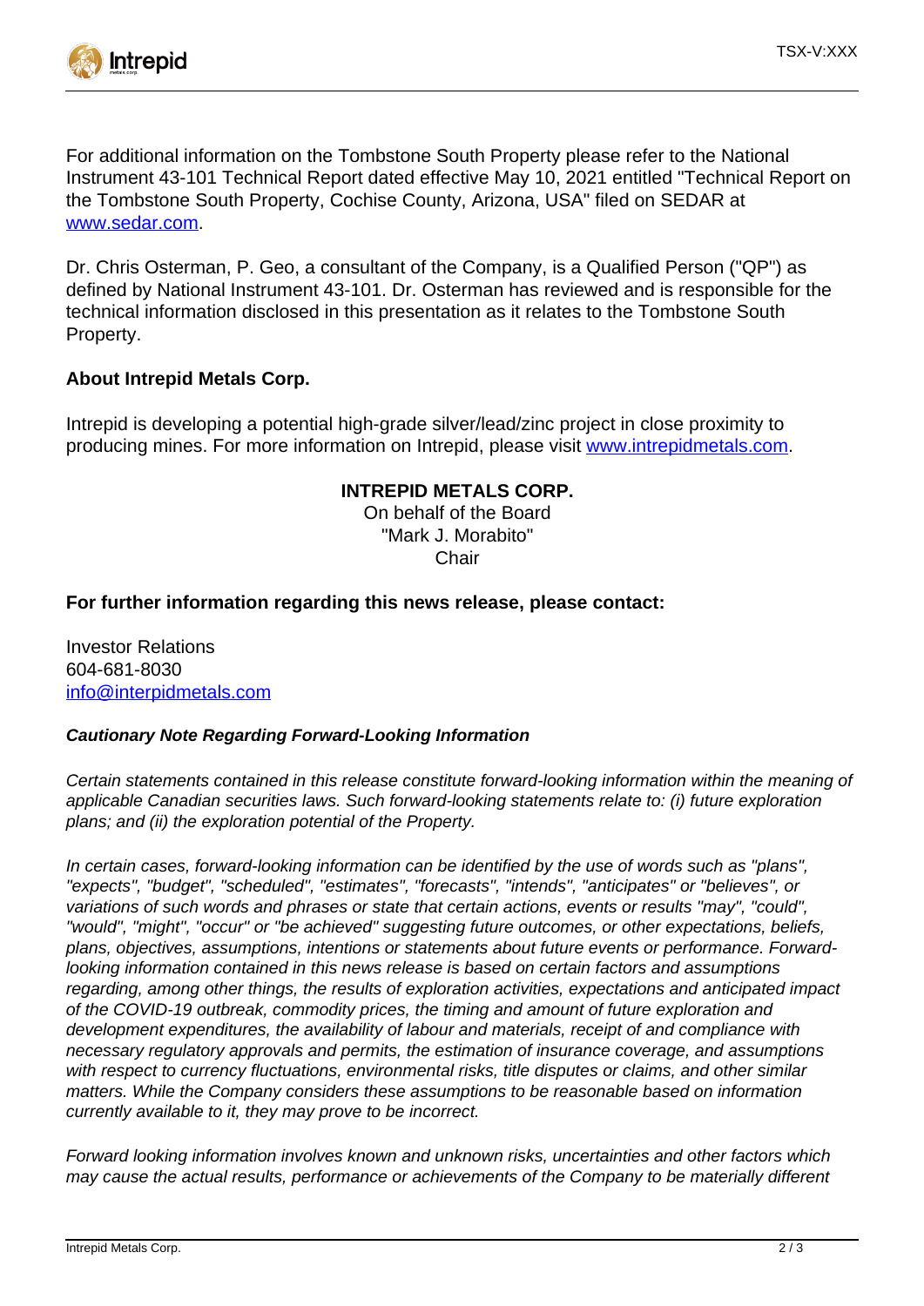For additional information on the Tombstone South Property please refer to the National Instrument 43-101 Technical Report dated effective May 10, 2021 entitled "Technical Report on the Tombstone South Property, Cochise County, Arizona, USA" filed on SEDAR at [www.sedar.com](http://www.sedar.com).

Dr. Chris Osterman, P. Geo, a consultant of the Company, is a Qualified Person ("QP") as defined by National Instrument 43-101. Dr. Osterman has reviewed and is responsible for the technical information disclosed in this presentation as it relates to the Tombstone South Property.

**About Intrepid Metals Corp.**

Intrepid is developing a potential high-grade silver/lead/zinc project in close proximity to producing mines. For more information on Intrepid, please visit [www.intrepidmetals.com](http://www.intrepidmetals.com).

**INTREPID METALS CORP.**
On behalf of the Board
"Mark J. Morabito"
Chair

**For further information regarding this news release, please contact:**

Investor Relations
604-681-8030
[info@interpidmetals.com](mailto:info@interpidmetals.com)

***Cautionary Note Regarding Forward-Looking Information***

*Certain statements contained in this release constitute forward-looking information within the meaning of applicable Canadian securities laws. Such forward-looking statements relate to: (i) future exploration plans; and (ii) the exploration potential of the Property.*

*In certain cases, forward-looking information can be identified by the use of words such as "plans", "expects", "budget", "scheduled", "estimates", "forecasts", "intends", "anticipates" or "believes", or variations of such words and phrases or state that certain actions, events or results "may", "could", "would", "might", "occur" or "be achieved" suggesting future outcomes, or other expectations, beliefs, plans, objectives, assumptions, intentions or statements about future events or performance. Forward-looking information contained in this news release is based on certain factors and assumptions regarding, among other things, the results of exploration activities, expectations and anticipated impact of the COVID-19 outbreak, commodity prices, the timing and amount of future exploration and development expenditures, the availability of labour and materials, receipt of and compliance with necessary regulatory approvals and permits, the estimation of insurance coverage, and assumptions with respect to currency fluctuations, environmental risks, title disputes or claims, and other similar matters. While the Company considers these assumptions to be reasonable based on information currently available to it, they may prove to be incorrect.*

*Forward looking information involves known and unknown risks, uncertainties and other factors which may cause the actual results, performance or achievements of the Company to be materially different*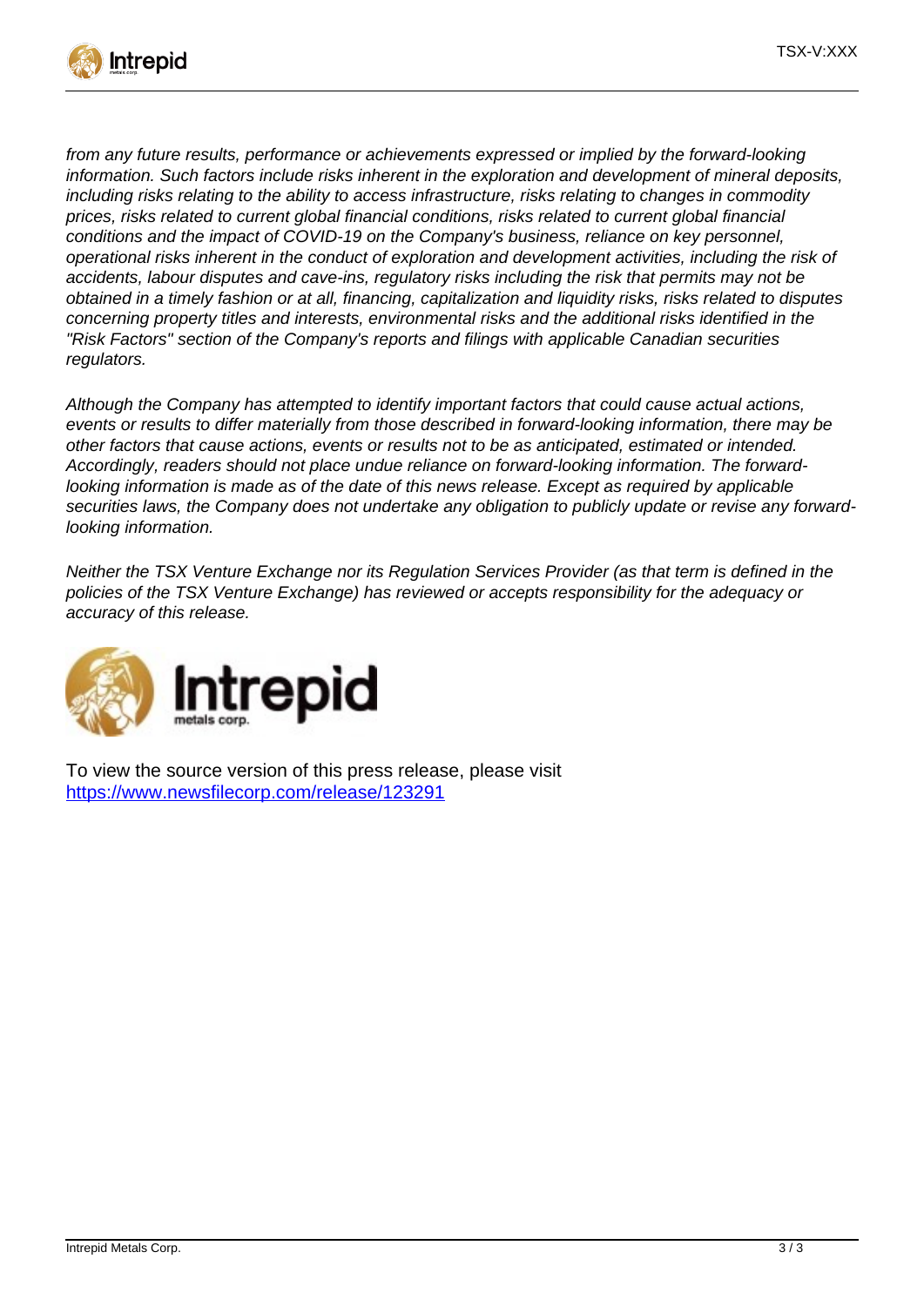*from any future results, performance or achievements expressed or implied by the forward-looking information. Such factors include risks inherent in the exploration and development of mineral deposits, including risks relating to the ability to access infrastructure, risks relating to changes in commodity prices, risks related to current global financial conditions, risks related to current global financial conditions and the impact of COVID-19 on the Company's business, reliance on key personnel, operational risks inherent in the conduct of exploration and development activities, including the risk of accidents, labour disputes and cave-ins, regulatory risks including the risk that permits may not be obtained in a timely fashion or at all, financing, capitalization and liquidity risks, risks related to disputes concerning property titles and interests, environmental risks and the additional risks identified in the "Risk Factors" section of the Company's reports and filings with applicable Canadian securities regulators.*

*Although the Company has attempted to identify important factors that could cause actual actions, events or results to differ materially from those described in forward-looking information, there may be other factors that cause actions, events or results not to be as anticipated, estimated or intended. Accordingly, readers should not place undue reliance on forward-looking information. The forward-looking information is made as of the date of this news release. Except as required by applicable securities laws, the Company does not undertake any obligation to publicly update or revise any forward-looking information.*

*Neither the TSX Venture Exchange nor its Regulation Services Provider (as that term is defined in the policies of the TSX Venture Exchange) has reviewed or accepts responsibility for the adequacy or accuracy of this release.*

To view the source version of this press release, please visit [https://www.newsfilecorp.com/release/123291](https://www.newsfilecorp.com/release/123291)